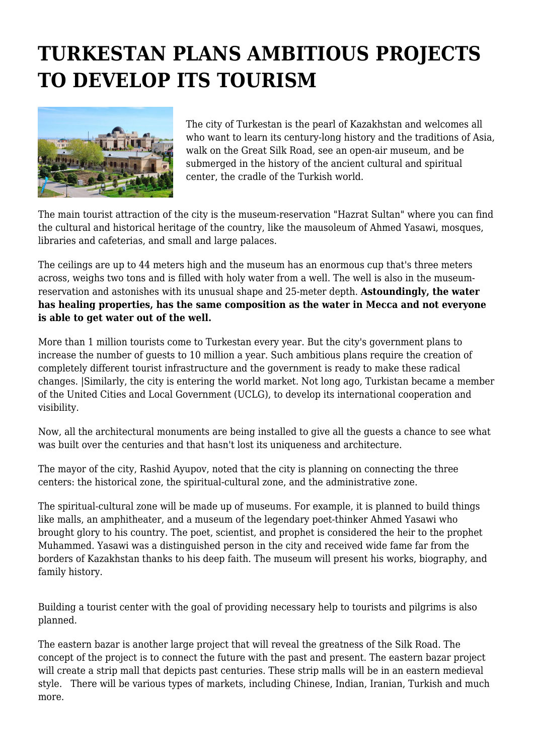# TURKESTAN PLANS AMBITIOUS PROJECTS TO DEVELOP ITS TOURISM

The city of Turkestan is the pearl of Kazakhstan and welcomes all who want to learn its century-long history and the traditions of Asia, walk on the Great Silk Road, see an open-air museum, and be submerged in the history of the ancient cultural and spiritual center, the cradle of the Turkish world.

The main tourist attraction of the city is the museum-reservation "Hazrat Sultan" where you can find the cultural and historical heritage of the country, like the mausoleum of Ahmed Yasawi, mosques, libraries and cafeterias, and small and large palaces.

The ceilings are up to 44 meters high and the museum has an enormous cup that's three meters across, weighs two tons and is filled with holy water from a well. The well is also in the museum-reservation and astonishes with its unusual shape and 25-meter depth. **Astoundingly, the water has healing properties, has the same composition as the water in Mecca and not everyone is able to get water out of the well.**

More than 1 million tourists come to Turkestan every year. But the city's government plans to increase the number of guests to 10 million a year. Such ambitious plans require the creation of completely different tourist infrastructure and the government is ready to make these radical changes. |Similarly, the city is entering the world market. Not long ago, Turkistan became a member of the United Cities and Local Government (UCLG), to develop its international cooperation and visibility.

Now, all the architectural monuments are being installed to give all the guests a chance to see what was built over the centuries and that hasn't lost its uniqueness and architecture.

The mayor of the city, Rashid Ayupov, noted that the city is planning on connecting the three centers: the historical zone, the spiritual-cultural zone, and the administrative zone.

The spiritual-cultural zone will be made up of museums. For example, it is planned to build things like malls, an amphitheater, and a museum of the legendary poet-thinker Ahmed Yasawi who brought glory to his country. The poet, scientist, and prophet is considered the heir to the prophet Muhammed. Yasawi was a distinguished person in the city and received wide fame far from the borders of Kazakhstan thanks to his deep faith. The museum will present his works, biography, and family history.

Building a tourist center with the goal of providing necessary help to tourists and pilgrims is also planned.

The eastern bazar is another large project that will reveal the greatness of the Silk Road. The concept of the project is to connect the future with the past and present. The eastern bazar project will create a strip mall that depicts past centuries. These strip malls will be in an eastern medieval style. There will be various types of markets, including Chinese, Indian, Iranian, Turkish and much more.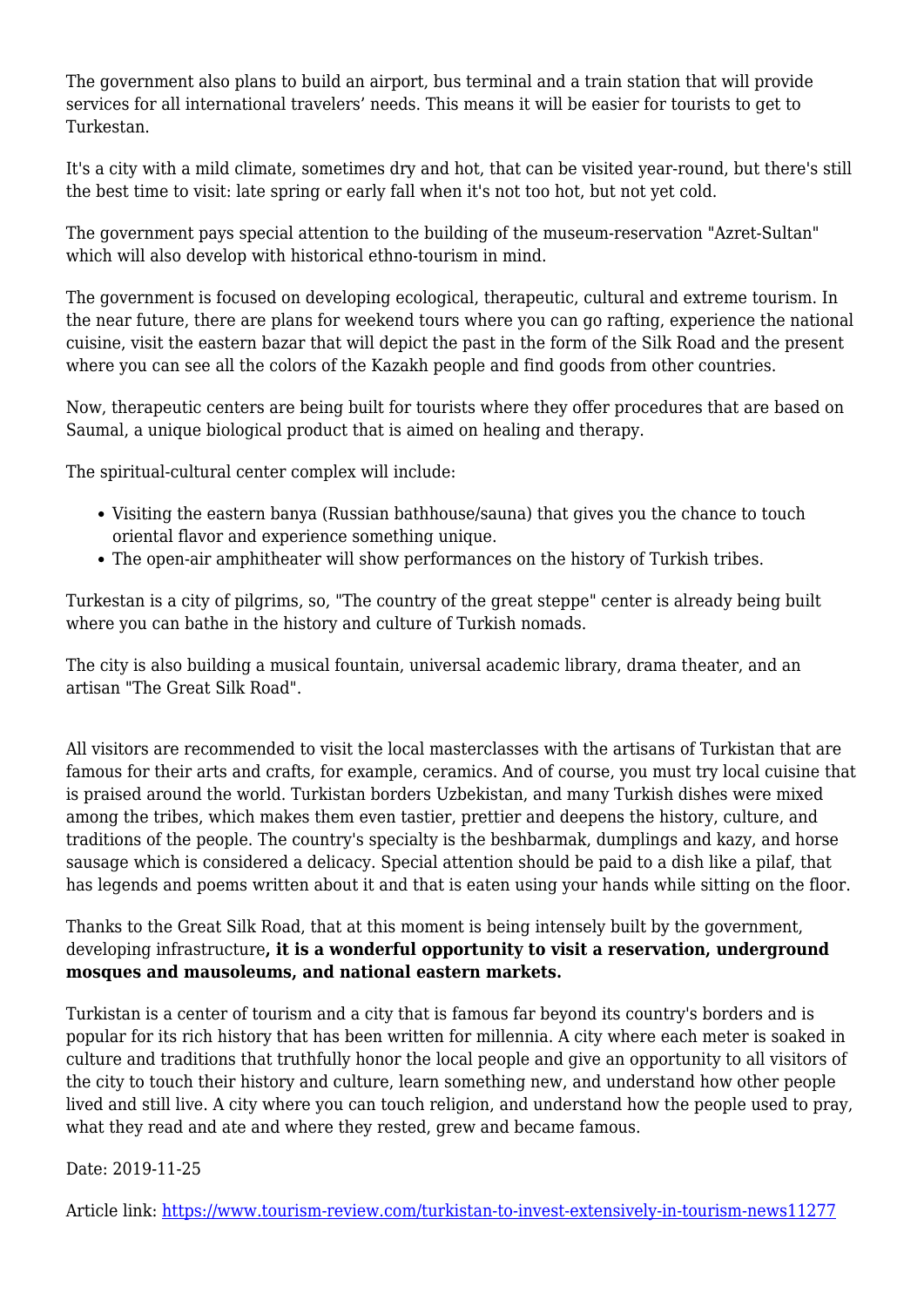The government also plans to build an airport, bus terminal and a train station that will provide services for all international travelers' needs. This means it will be easier for tourists to get to Turkestan.

It's a city with a mild climate, sometimes dry and hot, that can be visited year-round, but there's still the best time to visit: late spring or early fall when it's not too hot, but not yet cold.

The government pays special attention to the building of the museum-reservation "Azret-Sultan" which will also develop with historical ethno-tourism in mind.

The government is focused on developing ecological, therapeutic, cultural and extreme tourism. In the near future, there are plans for weekend tours where you can go rafting, experience the national cuisine, visit the eastern bazar that will depict the past in the form of the Silk Road and the present where you can see all the colors of the Kazakh people and find goods from other countries.

Now, therapeutic centers are being built for tourists where they offer procedures that are based on Saumal, a unique biological product that is aimed on healing and therapy.

The spiritual-cultural center complex will include:

- Visiting the eastern banya (Russian bathhouse/sauna) that gives you the chance to touch oriental flavor and experience something unique.
- The open-air amphitheater will show performances on the history of Turkish tribes.

Turkestan is a city of pilgrims, so, "The country of the great steppe" center is already being built where you can bathe in the history and culture of Turkish nomads.

The city is also building a musical fountain, universal academic library, drama theater, and an artisan "The Great Silk Road".

All visitors are recommended to visit the local masterclasses with the artisans of Turkistan that are famous for their arts and crafts, for example, ceramics. And of course, you must try local cuisine that is praised around the world. Turkistan borders Uzbekistan, and many Turkish dishes were mixed among the tribes, which makes them even tastier, prettier and deepens the history, culture, and traditions of the people. The country's specialty is the beshbarmak, dumplings and kazy, and horse sausage which is considered a delicacy. Special attention should be paid to a dish like a pilaf, that has legends and poems written about it and that is eaten using your hands while sitting on the floor.

Thanks to the Great Silk Road, that at this moment is being intensely built by the government, developing infrastructure**, it is a wonderful opportunity to visit a reservation, underground mosques and mausoleums, and national eastern markets.**

Turkestan is a center of tourism and a city that is famous far beyond its country's borders and is popular for its rich history that has been written for millennia. A city where each meter is soaked in culture and traditions that truthfully honor the local people and give an opportunity to all visitors of the city to touch their history and culture, learn something new, and understand how other people lived and still live. A city where you can touch religion, and understand how the people used to pray, what they read and ate and where they rested, grew and became famous.

Date: 2019-11-25

Article link: https://www.tourism-review.com/turkistan-to-invest-extensively-in-tourism-news11277